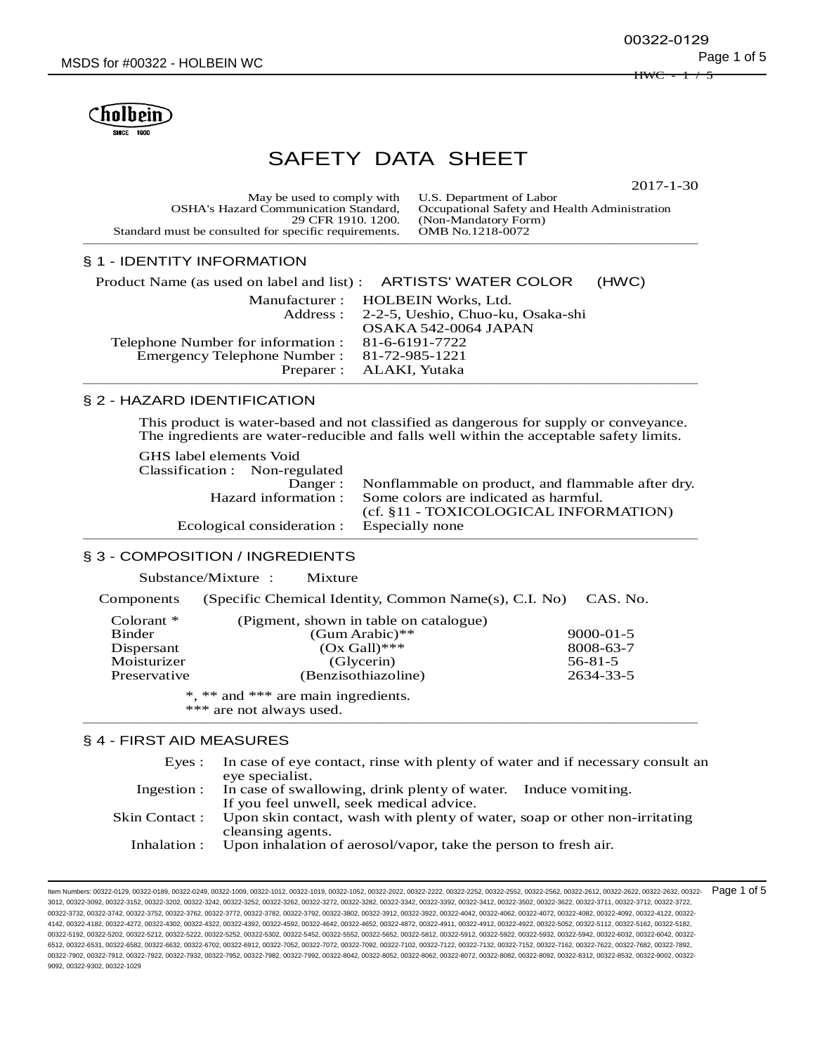# SAFETY DATA SHEET

2017-1-30

| | |
|---|---|
| May be used to comply with OSHA's Hazard Communication Standard, 29 CFR 1910. 1200. Standard must be consulted for specific requirements. | U.S. Department of Labor Occupational Safety and Health Administration (Non-Mandatory Form) OMB No.1218-0072 |

## § 1 - IDENTITY INFORMATION

Product Name (as used on label and list) : ARTISTS' WATER COLOR (HWC)

Manufacturer : HOLBEIN Works, Ltd.
Address : 2-2-5, Ueshio, Chuo-ku, Osaka-shi OSAKA 542-0064 JAPAN
Telephone Number for information : 81-6-6191-7722
Emergency Telephone Number : 81-72-985-1221
Preparer : ALAKI, Yutaka

## § 2 - HAZARD IDENTIFICATION

This product is water-based and not classified as dangerous for supply or conveyance. The ingredients are water-reducible and falls well within the acceptable safety limits.

GHS label elements Void
Classification : Non-regulated
Danger : Nonflammable on product, and flammable after dry.
Hazard information : Some colors are indicated as harmful. (cf. §11 - TOXICOLOGICAL INFORMATION)
Ecological consideration : Especially none

## § 3 - COMPOSITION / INGREDIENTS

Substance/Mixture : Mixture

| Components | (Specific Chemical Identity, Common Name(s), C.I. No) | CAS. No. |
|---|---|---|
| Colorant * | (Pigment, shown in table on catalogue) | |
| Binder | (Gum Arabic)** | 9000-01-5 |
| Dispersant | (Ox Gall)*** | 8008-63-7 |
| Moisturizer | (Glycerin) | 56-81-5 |
| Preservative | (Benzisothiazoline) | 2634-33-5 |

*, ** and *** are main ingredients.
*** are not always used.

## § 4 - FIRST AID MEASURES

Eyes : In case of eye contact, rinse with plenty of water and if necessary consult an eye specialist.
Ingestion : In case of swallowing, drink plenty of water. Induce vomiting. If you feel unwell, seek medical advice.
Skin Contact : Upon skin contact, wash with plenty of water, soap or other non-irritating cleansing agents.
Inhalation : Upon inhalation of aerosol/vapor, take the person to fresh air.

Item Numbers: 00322-0129, 00322-0189, 00322-0249, 00322-1009, 00322-1012, 00322-1019, 00322-1052, 00322-2022, 00322-2222, 00322-2252, 00322-2552, 00322-2562, 00322-2612, 00322-2622, 00322-2632, 00322-3012, 00322-3092, 00322-3152, 00322-3202, 00322-3242, 00322-3252, 00322-3262, 00322-3272, 00322-3282, 00322-3342, 00322-3392, 00322-3412, 00322-3502, 00322-3622, 00322-3711, 00322-3712, 00322-3722, 00322-3732, 00322-3742, 00322-3752, 00322-3762, 00322-3772, 00322-3782, 00322-3792, 00322-3802, 00322-3912, 00322-3922, 00322-4042, 00322-4062, 00322-4072, 00322-4082, 00322-4092, 00322-4122, 00322-4142, 00322-4182, 00322-4272, 00322-4302, 00322-4322, 00322-4392, 00322-4592, 00322-4642, 00322-4652, 00322-4872, 00322-4911, 00322-4912, 00322-4922, 00322-5052, 00322-5112, 00322-5162, 00322-5182, 00322-5192, 00322-5202, 00322-5212, 00322-5222, 00322-5252, 00322-5302, 00322-5452, 00322-5552, 00322-5652, 00322-5812, 00322-5912, 00322-5922, 00322-5932, 00322-5942, 00322-6032, 00322-6042, 00322-6512, 00322-6531, 00322-6582, 00322-6632, 00322-6702, 00322-6912, 00322-7052, 00322-7072, 00322-7092, 00322-7102, 00322-7122, 00322-7132, 00322-7152, 00322-7162, 00322-7622, 00322-7682, 00322-7892, 00322-7902, 00322-7912, 00322-7922, 00322-7932, 00322-7952, 00322-7982, 00322-7992, 00322-8042, 00322-8052, 00322-8062, 00322-8072, 00322-8082, 00322-8092, 00322-8312, 00322-8532, 00322-9002, 00322-9092, 00322-9302, 00322-1029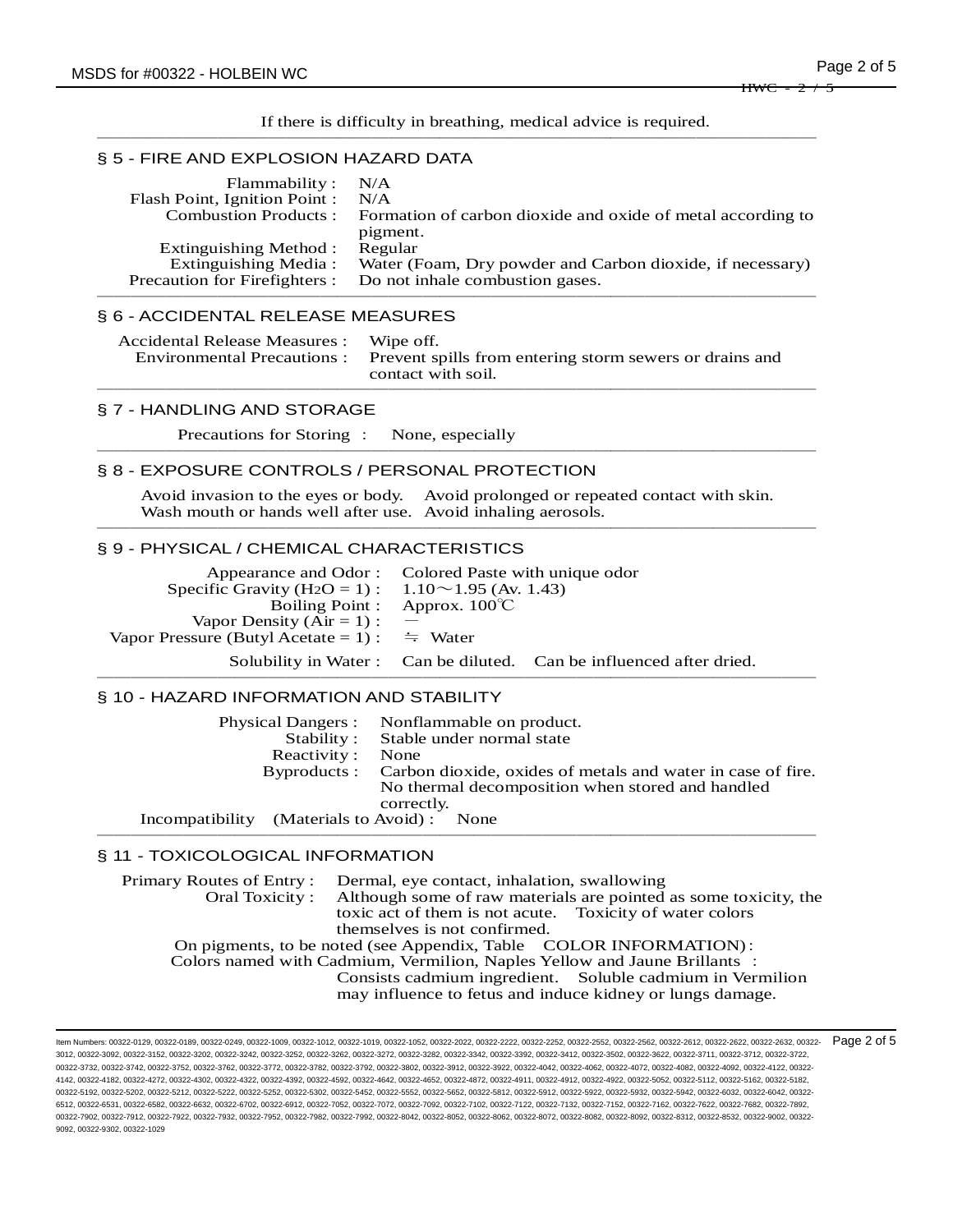If there is difficulty in breathing, medical advice is required.

## § 5 - FIRE AND EXPLOSION HAZARD DATA

| | |
|---|---|
| Flammability : | N/A |
| Flash Point, Ignition Point : | N/A |
| Combustion Products : | Formation of carbon dioxide and oxide of metal according to pigment. |
| Extinguishing Method : | Regular |
| Extinguishing Media : | Water (Foam, Dry powder and Carbon dioxide, if necessary) |
| Precaution for Firefighters : | Do not inhale combustion gases. |

## § 6 - ACCIDENTAL RELEASE MEASURES

| | |
|---|---|
| Accidental Release Measures : | Wipe off. |
| Environmental Precautions : | Prevent spills from entering storm sewers or drains and contact with soil. |

## § 7 - HANDLING AND STORAGE

Precautions for Storing : None, especially

## § 8 - EXPOSURE CONTROLS / PERSONAL PROTECTION

Avoid invasion to the eyes or body. Avoid prolonged or repeated contact with skin. Wash mouth or hands well after use. Avoid inhaling aerosols.

## § 9 - PHYSICAL / CHEMICAL CHARACTERISTICS

| | |
|---|---|
| Appearance and Odor : | Colored Paste with unique odor |
| Specific Gravity ($H_2O$ = 1) : | 1.10～1.95 (Av. 1.43) |
| Boiling Point : | Approx. 100℃ |
| Vapor Density (Air = 1) : | — |
| Vapor Pressure (Butyl Acetate = 1) : | ≒ Water |
| Solubility in Water : | Can be diluted. Can be influenced after dried. |

## § 10 - HAZARD INFORMATION AND STABILITY

| | |
|---|---|
| Physical Dangers : | Nonflammable on product. |
| Stability : | Stable under normal state |
| Reactivity : | None |
| Byproducts : | Carbon dioxide, oxides of metals and water in case of fire. No thermal decomposition when stored and handled correctly. |
| Incompatibility (Materials to Avoid) : | None |

## § 11 - TOXICOLOGICAL INFORMATION

Primary Routes of Entry : Dermal, eye contact, inhalation, swallowing

Oral Toxicity : Although some of raw materials are pointed as some toxicity, the toxic act of them is not acute. Toxicity of water colors themselves is not confirmed.

On pigments, to be noted (see Appendix, Table COLOR INFORMATION) :

Colors named with Cadmium, Vermilion, Naples Yellow and Jaune Brillants : Consists cadmium ingredient. Soluble cadmium in Vermilion may influence to fetus and induce kidney or lungs damage.

Item Numbers: 00322-0129, 00322-0189, 00322-0249, 00322-1009, 00322-1012, 00322-1019, 00322-1052, 00322-2022, 00322-2222, 00322-2252, 00322-2552, 00322-2562, 00322-2612, 00322-2622, 00322-2632, 00322-3012, 00322-3092, 00322-3152, 00322-3202, 00322-3242, 00322-3252, 00322-3262, 00322-3272, 00322-3282, 00322-3342, 00322-3392, 00322-3412, 00322-3502, 00322-3622, 00322-3711, 00322-3712, 00322-3722, 00322-3732, 00322-3742, 00322-3752, 00322-3762, 00322-3772, 00322-3782, 00322-3792, 00322-3802, 00322-3912, 00322-3922, 00322-4042, 00322-4062, 00322-4072, 00322-4082, 00322-4092, 00322-4122, 00322-4142, 00322-4182, 00322-4272, 00322-4302, 00322-4322, 00322-4392, 00322-4592, 00322-4642, 00322-4652, 00322-4872, 00322-4911, 00322-4912, 00322-4922, 00322-5052, 00322-5112, 00322-5162, 00322-5182, 00322-5192, 00322-5202, 00322-5212, 00322-5222, 00322-5252, 00322-5302, 00322-5452, 00322-5552, 00322-5652, 00322-5812, 00322-5912, 00322-5922, 00322-5932, 00322-5942, 00322-6032, 00322-6042, 00322-6512, 00322-6531, 00322-6582, 00322-6632, 00322-6702, 00322-6912, 00322-7052, 00322-7072, 00322-7092, 00322-7102, 00322-7122, 00322-7132, 00322-7152, 00322-7162, 00322-7622, 00322-7682, 00322-7892, 00322-7902, 00322-7912, 00322-7922, 00322-7932, 00322-7952, 00322-7982, 00322-7992, 00322-8042, 00322-8052, 00322-8062, 00322-8072, 00322-8082, 00322-8092, 00322-8312, 00322-8532, 00322-9002, 00322-9092, 00322-9302, 00322-1029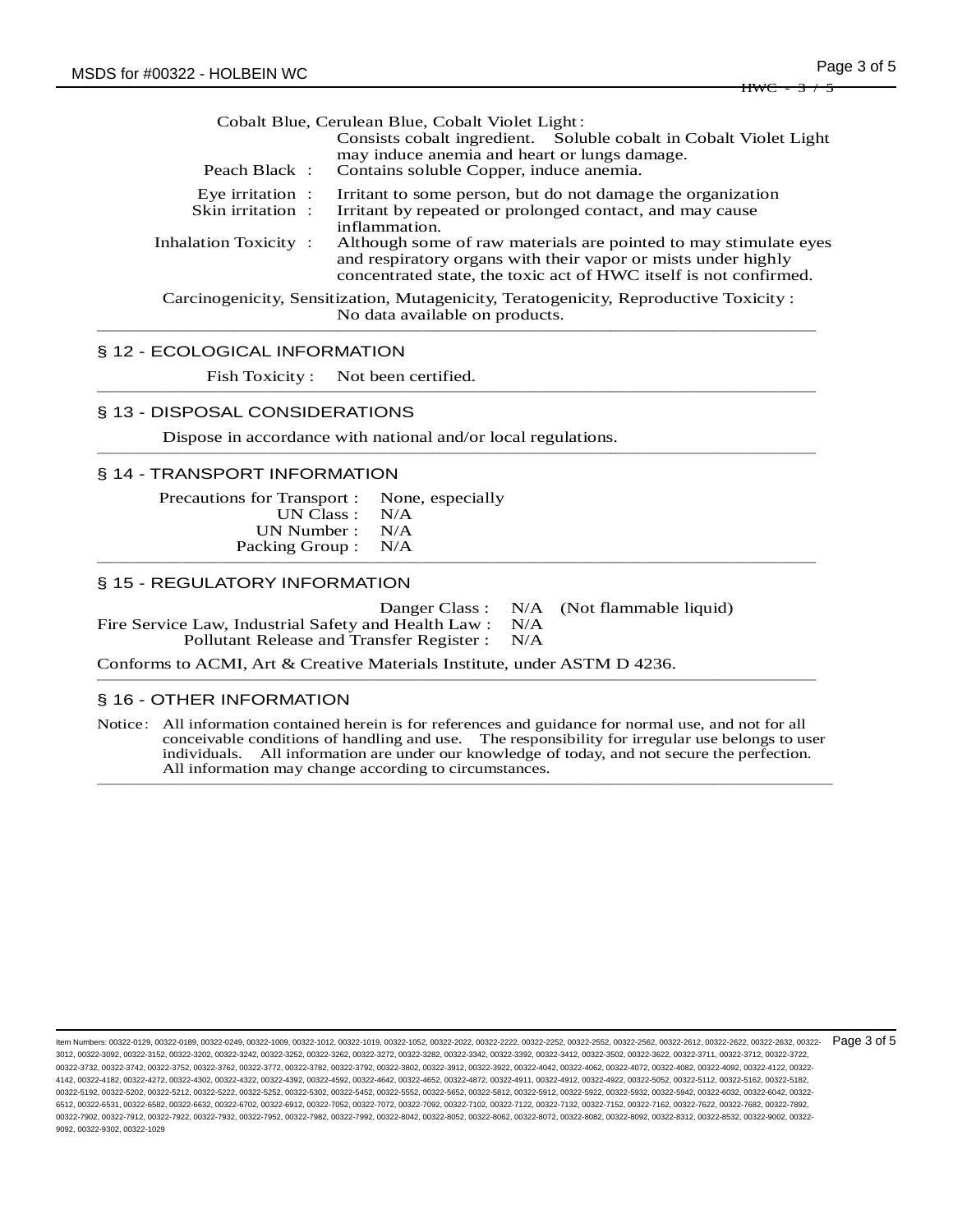Cobalt Blue, Cerulean Blue, Cobalt Violet Light:
Consists cobalt ingredient. Soluble cobalt in Cobalt Violet Light may induce anemia and heart or lungs damage.

Peach Black : Contains soluble Copper, induce anemia.

Eye irritation : Irritant to some person, but do not damage the organization

Skin irritation : Irritant by repeated or prolonged contact, and may cause inflammation.

Inhalation Toxicity : Although some of raw materials are pointed to may stimulate eyes and respiratory organs with their vapor or mists under highly concentrated state, the toxic act of HWC itself is not confirmed.

Carcinogenicity, Sensitization, Mutagenicity, Teratogenicity, Reproductive Toxicity :
No data available on products.

## § 12 - ECOLOGICAL INFORMATION

Fish Toxicity : Not been certified.

## § 13 - DISPOSAL CONSIDERATIONS

Dispose in accordance with national and/or local regulations.

## § 14 - TRANSPORT INFORMATION

Precautions for Transport : None, especially
UN Class : N/A
UN Number : N/A
Packing Group : N/A

## § 15 - REGULATORY INFORMATION

Danger Class : N/A (Not flammable liquid)
Fire Service Law, Industrial Safety and Health Law : N/A
Pollutant Release and Transfer Register : N/A

Conforms to ACMI, Art & Creative Materials Institute, under ASTM D 4236.

## § 16 - OTHER INFORMATION

Notice: All information contained herein is for references and guidance for normal use, and not for all conceivable conditions of handling and use. The responsibility for irregular use belongs to user individuals. All information are under our knowledge of today, and not secure the perfection. All information may change according to circumstances.

Item Numbers: 00322-0129, 00322-0189, 00322-0249, 00322-1009, 00322-1012, 00322-1019, 00322-1052, 00322-2022, 00322-2222, 00322-2252, 00322-2552, 00322-2562, 00322-2612, 00322-2622, 00322-2632, 00322-3012, 00322-3092, 00322-3152, 00322-3202, 00322-3242, 00322-3252, 00322-3262, 00322-3272, 00322-3282, 00322-3342, 00322-3392, 00322-3412, 00322-3502, 00322-3622, 00322-3711, 00322-3712, 00322-3722, 00322-3732, 00322-3742, 00322-3752, 00322-3762, 00322-3772, 00322-3782, 00322-3792, 00322-3802, 00322-3912, 00322-3922, 00322-4042, 00322-4062, 00322-4072, 00322-4082, 00322-4092, 00322-4122, 00322-4142, 00322-4182, 00322-4272, 00322-4302, 00322-4322, 00322-4392, 00322-4592, 00322-4642, 00322-4652, 00322-4872, 00322-4911, 00322-4912, 00322-4922, 00322-5052, 00322-5112, 00322-5162, 00322-5182, 00322-5192, 00322-5202, 00322-5212, 00322-5222, 00322-5252, 00322-5302, 00322-5452, 00322-5552, 00322-5652, 00322-5812, 00322-5912, 00322-5922, 00322-5932, 00322-5942, 00322-6032, 00322-6042, 00322-6512, 00322-6531, 00322-6582, 00322-6632, 00322-6702, 00322-6912, 00322-7052, 00322-7072, 00322-7092, 00322-7102, 00322-7122, 00322-7132, 00322-7152, 00322-7162, 00322-7622, 00322-7682, 00322-7892, 00322-7902, 00322-7912, 00322-7922, 00322-7932, 00322-7952, 00322-7982, 00322-7992, 00322-8042, 00322-8052, 00322-8062, 00322-8072, 00322-8082, 00322-8092, 00322-8312, 00322-8532, 00322-9002, 00322-9092, 00322-9302, 00322-1029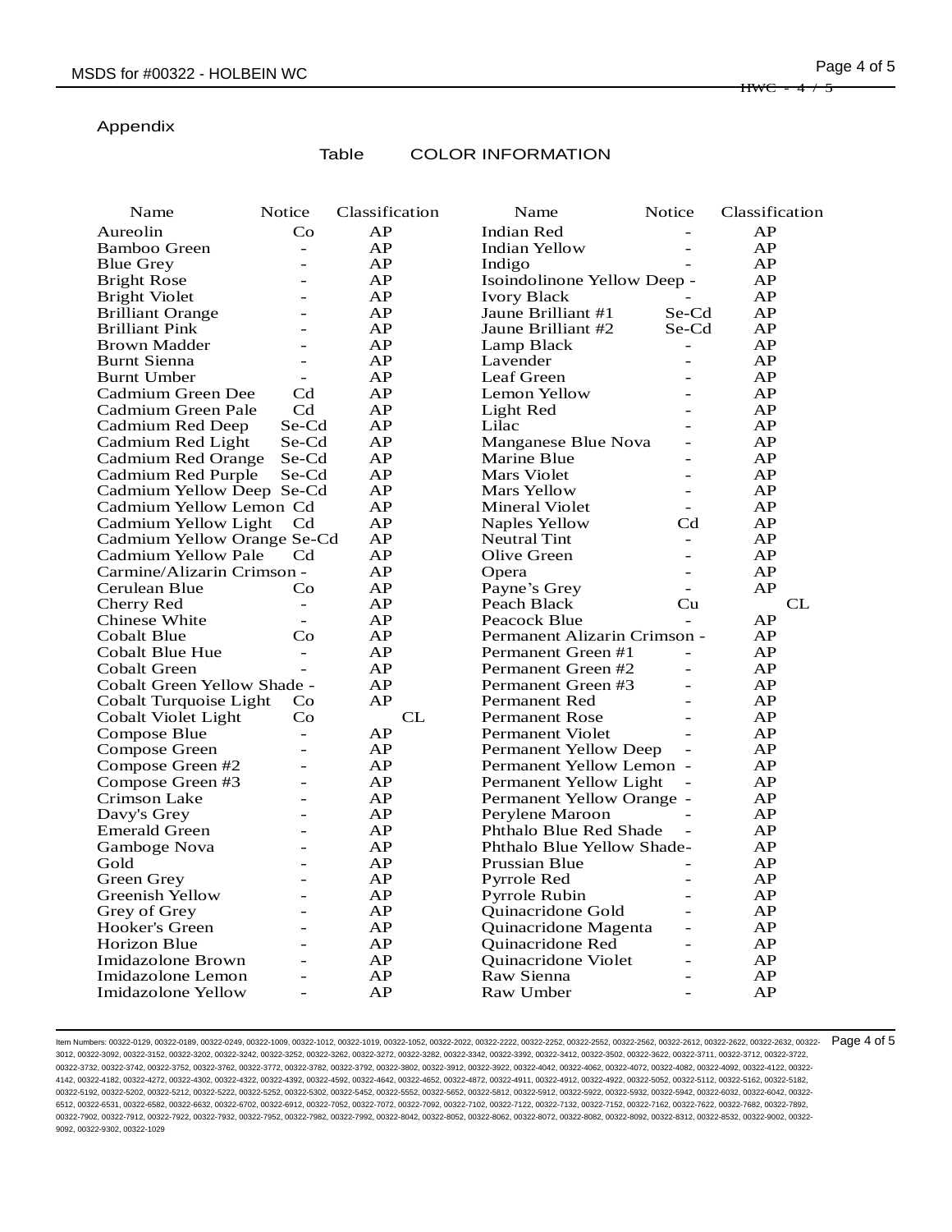Appendix

Table COLOR INFORMATION

| Name | Notice | Classification | Name | Notice | Classification |
|---|---|---|---|---|---|
| Aureolin | Co | AP | Indian Red | - | AP |
| Bamboo Green | - | AP | Indian Yellow | - | AP |
| Blue Grey | - | AP | Indigo | - | AP |
| Bright Rose | - | AP | Isoindolinone Yellow Deep | - | AP |
| Bright Violet | - | AP | Ivory Black | - | AP |
| Brilliant Orange | - | AP | Jaune Brilliant #1 | Se-Cd | AP |
| Brilliant Pink | - | AP | Jaune Brilliant #2 | Se-Cd | AP |
| Brown Madder | - | AP | Lamp Black | - | AP |
| Burnt Sienna | - | AP | Lavender | - | AP |
| Burnt Umber | - | AP | Leaf Green | - | AP |
| Cadmium Green Dee | Cd | AP | Lemon Yellow | - | AP |
| Cadmium Green Pale | Cd | AP | Light Red | - | AP |
| Cadmium Red Deep | Se-Cd | AP | Lilac | - | AP |
| Cadmium Red Light | Se-Cd | AP | Manganese Blue Nova | - | AP |
| Cadmium Red Orange | Se-Cd | AP | Marine Blue | - | AP |
| Cadmium Red Purple | Se-Cd | AP | Mars Violet | - | AP |
| Cadmium Yellow Deep | Se-Cd | AP | Mars Yellow | - | AP |
| Cadmium Yellow Lemon | Cd | AP | Mineral Violet | - | AP |
| Cadmium Yellow Light | Cd | AP | Naples Yellow | Cd | AP |
| Cadmium Yellow Orange | Se-Cd | AP | Neutral Tint | - | AP |
| Cadmium Yellow Pale | Cd | AP | Olive Green | - | AP |
| Carmine/Alizarin Crimson | - | AP | Opera | - | AP |
| Cerulean Blue | Co | AP | Payne's Grey | - | AP |
| Cherry Red | - | AP | Peach Black | Cu | CL |
| Chinese White | - | AP | Peacock Blue | - | AP |
| Cobalt Blue | Co | AP | Permanent Alizarin Crimson | - | AP |
| Cobalt Blue Hue | - | AP | Permanent Green #1 | - | AP |
| Cobalt Green | - | AP | Permanent Green #2 | - | AP |
| Cobalt Green Yellow Shade | - | AP | Permanent Green #3 | - | AP |
| Cobalt Turquoise Light | Co | AP | Permanent Red | - | AP |
| Cobalt Violet Light | Co | CL | Permanent Rose | - | AP |
| Compose Blue | - | AP | Permanent Violet | - | AP |
| Compose Green | - | AP | Permanent Yellow Deep | - | AP |
| Compose Green #2 | - | AP | Permanent Yellow Lemon | - | AP |
| Compose Green #3 | - | AP | Permanent Yellow Light | - | AP |
| Crimson Lake | - | AP | Permanent Yellow Orange | - | AP |
| Davy's Grey | - | AP | Perylene Maroon | - | AP |
| Emerald Green | - | AP | Phthalo Blue Red Shade | - | AP |
| Gamboge Nova | - | AP | Phthalo Blue Yellow Shade | - | AP |
| Gold | - | AP | Prussian Blue | - | AP |
| Green Grey | - | AP | Pyrrole Red | - | AP |
| Greenish Yellow | - | AP | Pyrrole Rubin | - | AP |
| Grey of Grey | - | AP | Quinacridone Gold | - | AP |
| Hooker's Green | - | AP | Quinacridone Magenta | - | AP |
| Horizon Blue | - | AP | Quinacridone Red | - | AP |
| Imidazolone Brown | - | AP | Quinacridone Violet | - | AP |
| Imidazolone Lemon | - | AP | Raw Sienna | - | AP |
| Imidazolone Yellow | - | AP | Raw Umber | - | AP |

Item Numbers: 00322-0129, 00322-0189, 00322-0249, 00322-1009, 00322-1012, 00322-1019, 00322-1052, 00322-2022, 00322-2222, 00322-2252, 00322-2552, 00322-2562, 00322-2612, 00322-2622, 00322-2632, 00322-3012, 00322-3092, 00322-3152, 00322-3202, 00322-3242, 00322-3252, 00322-3262, 00322-3272, 00322-3282, 00322-3342, 00322-3392, 00322-3412, 00322-3502, 00322-3622, 00322-3711, 00322-3712, 00322-3722, 00322-3732, 00322-3742, 00322-3752, 00322-3762, 00322-3772, 00322-3782, 00322-3792, 00322-3802, 00322-3912, 00322-3922, 00322-4042, 00322-4062, 00322-4072, 00322-4082, 00322-4092, 00322-4122, 00322-4142, 00322-4182, 00322-4272, 00322-4302, 00322-4322, 00322-4392, 00322-4592, 00322-4642, 00322-4652, 00322-4872, 00322-4911, 00322-4912, 00322-4922, 00322-5052, 00322-5112, 00322-5162, 00322-5182, 00322-5192, 00322-5202, 00322-5212, 00322-5222, 00322-5252, 00322-5302, 00322-5452, 00322-5552, 00322-5652, 00322-5812, 00322-5912, 00322-5922, 00322-5932, 00322-5942, 00322-6032, 00322-6042, 00322-6512, 00322-6531, 00322-6582, 00322-6632, 00322-6702, 00322-6912, 00322-7052, 00322-7072, 00322-7092, 00322-7102, 00322-7122, 00322-7132, 00322-7152, 00322-7162, 00322-7622, 00322-7682, 00322-7892, 00322-7902, 00322-7912, 00322-7922, 00322-7932, 00322-7952, 00322-7982, 00322-7992, 00322-8042, 00322-8052, 00322-8062, 00322-8072, 00322-8082, 00322-8092, 00322-8312, 00322-8532, 00322-9002, 00322-9092, 00322-9302, 00322-1029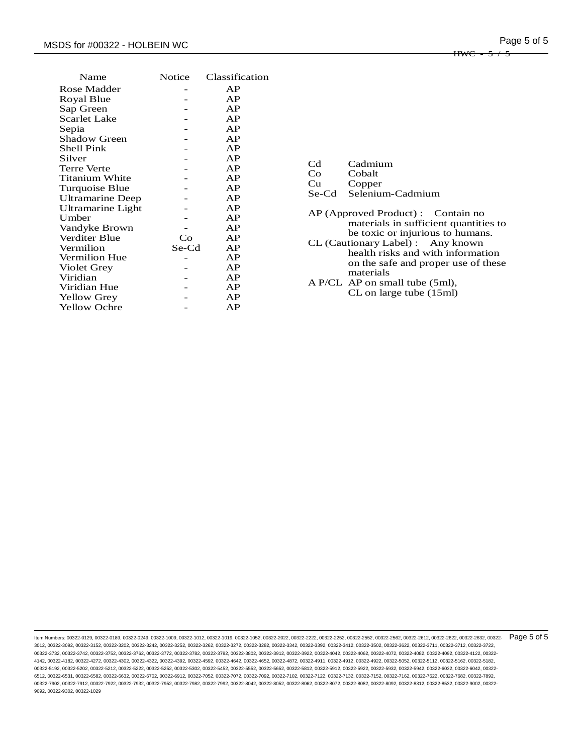| Name | Notice | Classification |
|---|---|---|
| Rose Madder | - | AP |
| Royal Blue | - | AP |
| Sap Green | - | AP |
| Scarlet Lake | - | AP |
| Sepia | - | AP |
| Shadow Green | - | AP |
| Shell Pink | - | AP |
| Silver | - | AP |
| Terre Verte | - | AP |
| Titanium White | - | AP |
| Turquoise Blue | - | AP |
| Ultramarine Deep | - | AP |
| Ultramarine Light | - | AP |
| Umber | - | AP |
| Vandyke Brown | - | AP |
| Verditer Blue | Co | AP |
| Vermilion | Se-Cd | AP |
| Vermilion Hue | - | AP |
| Violet Grey | - | AP |
| Viridian | - | AP |
| Viridian Hue | - | AP |
| Yellow Grey | - | AP |
| Yellow Ochre | - | AP |

Cd Cadmium
Co Cobalt
Cu Copper
Se-Cd Selenium-Cadmium

AP (Approved Product) : Contain no materials in sufficient quantities to be toxic or injurious to humans.

CL (Cautionary Label) : Any known health risks and with information on the safe and proper use of these materials

A P/CL AP on small tube (5ml), CL on large tube (15ml)

Item Numbers: 00322-0129, 00322-0189, 00322-0249, 00322-1009, 00322-1012, 00322-1019, 00322-1052, 00322-2022, 00322-2222, 00322-2252, 00322-2552, 00322-2562, 00322-2612, 00322-2622, 00322-2632, 00322-3012, 00322-3092, 00322-3152, 00322-3202, 00322-3242, 00322-3252, 00322-3262, 00322-3272, 00322-3282, 00322-3342, 00322-3392, 00322-3412, 00322-3502, 00322-3622, 00322-3711, 00322-3712, 00322-3722, 00322-3732, 00322-3742, 00322-3752, 00322-3762, 00322-3772, 00322-3782, 00322-3792, 00322-3802, 00322-3912, 00322-3922, 00322-4042, 00322-4062, 00322-4072, 00322-4082, 00322-4092, 00322-4122, 00322-4142, 00322-4182, 00322-4272, 00322-4302, 00322-4322, 00322-4392, 00322-4592, 00322-4642, 00322-4652, 00322-4872, 00322-4911, 00322-4912, 00322-4922, 00322-5052, 00322-5112, 00322-5162, 00322-5182, 00322-5192, 00322-5202, 00322-5212, 00322-5222, 00322-5252, 00322-5302, 00322-5452, 00322-5552, 00322-5652, 00322-5812, 00322-5912, 00322-5922, 00322-5932, 00322-5942, 00322-6032, 00322-6042, 00322-6512, 00322-6531, 00322-6582, 00322-6632, 00322-6702, 00322-6912, 00322-7052, 00322-7072, 00322-7092, 00322-7102, 00322-7122, 00322-7132, 00322-7152, 00322-7162, 00322-7622, 00322-7682, 00322-7892, 00322-7902, 00322-7912, 00322-7922, 00322-7932, 00322-7952, 00322-7982, 00322-7992, 00322-8042, 00322-8052, 00322-8062, 00322-8072, 00322-8082, 00322-8092, 00322-8312, 00322-8532, 00322-9002, 00322-9092, 00322-9302, 00322-1029